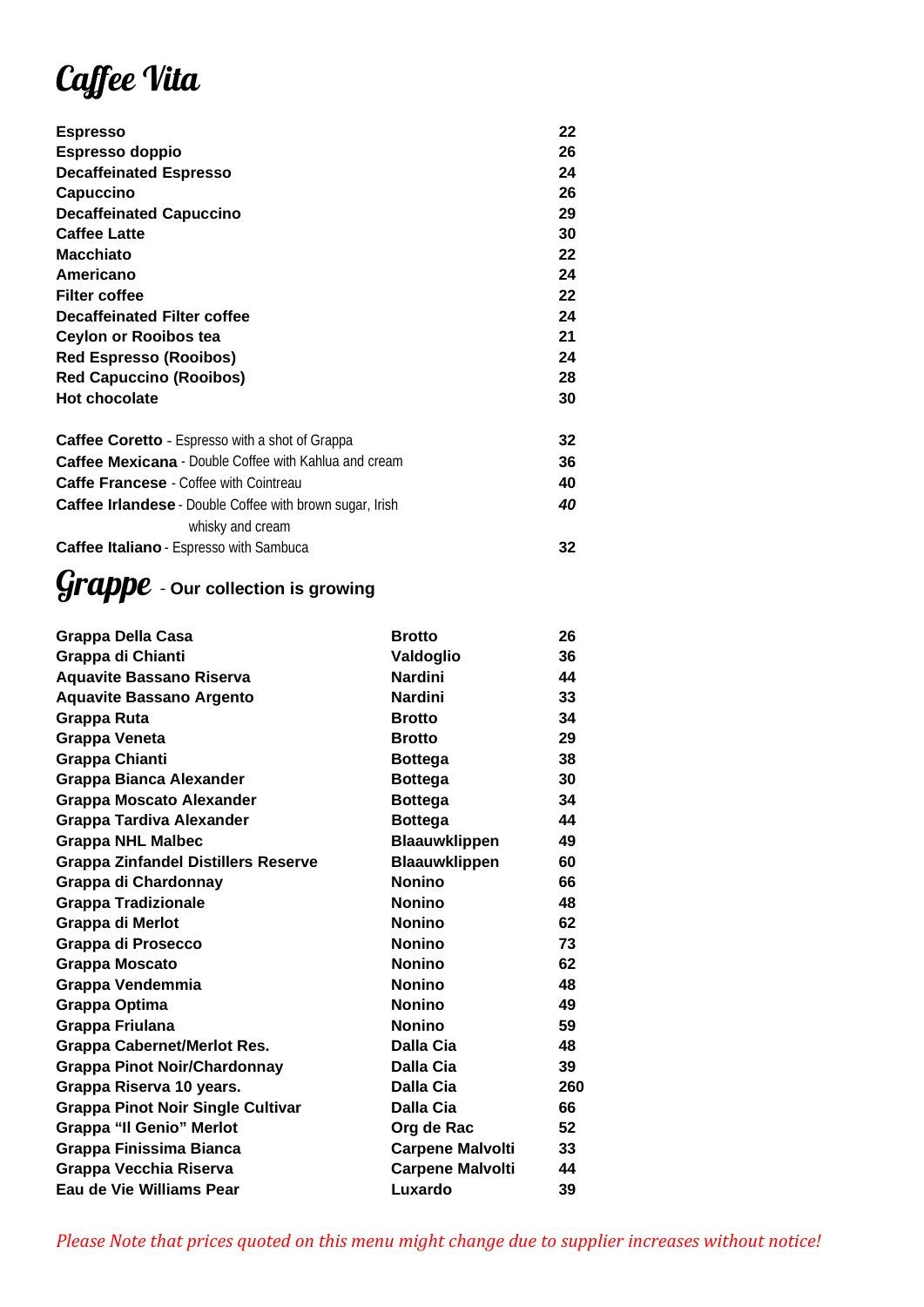# Caffee Vita

| Item | Price |
|---|---|
| **Espresso** | **22** |
| **Espresso doppio** | **26** |
| **Decaffeinated Espresso** | **24** |
| **Capuccino** | **26** |
| **Decaffeinated Capuccino** | **29** |
| **Caffee Latte** | **30** |
| **Macchiato** | **22** |
| **Americano** | **24** |
| **Filter coffee** | **22** |
| **Decaffeinated Filter coffee** | **24** |
| **Ceylon or Rooibos tea** | **21** |
| **Red Espresso (Rooibos)** | **24** |
| **Red Capuccino (Rooibos)** | **28** |
| **Hot chocolate** | **30** |

| Item | Price |
|---|---|
| **Caffee Coretto** - Espresso with a shot of Grappa | **32** |
| **Caffee Mexicana** - Double Coffee with Kahlua and cream | **36** |
| **Caffe Francese** - Coffee with Cointreau | **40** |
| **Caffee Irlandese** - Double Coffee with brown sugar, Irish whisky and cream | ***40*** |
| **Caffee Italiano** - Espresso with Sambuca | **32** |

# Grappe - **Our collection is growing**

| Grappa | Producer | Price |
|---|---|---|
| **Grappa Della Casa** | **Brotto** | **26** |
| **Grappa di Chianti** | **Valdoglio** | **36** |
| **Aquavite Bassano Riserva** | **Nardini** | **44** |
| **Aquavite Bassano Argento** | **Nardini** | **33** |
| **Grappa Ruta** | **Brotto** | **34** |
| **Grappa Veneta** | **Brotto** | **29** |
| **Grappa Chianti** | **Bottega** | **38** |
| **Grappa Bianca Alexander** | **Bottega** | **30** |
| **Grappa Moscato Alexander** | **Bottega** | **34** |
| **Grappa Tardiva Alexander** | **Bottega** | **44** |
| **Grappa NHL Malbec** | **Blaauwklippen** | **49** |
| **Grappa Zinfandel Distillers Reserve** | **Blaauwklippen** | **60** |
| **Grappa di Chardonnay** | **Nonino** | **66** |
| **Grappa Tradizionale** | **Nonino** | **48** |
| **Grappa di Merlot** | **Nonino** | **62** |
| **Grappa di Prosecco** | **Nonino** | **73** |
| **Grappa Moscato** | **Nonino** | **62** |
| **Grappa Vendemmia** | **Nonino** | **48** |
| **Grappa Optima** | **Nonino** | **49** |
| **Grappa Friulana** | **Nonino** | **59** |
| **Grappa Cabernet/Merlot Res.** | **Dalla Cia** | **48** |
| **Grappa Pinot Noir/Chardonnay** | **Dalla Cia** | **39** |
| **Grappa Riserva 10 years.** | **Dalla Cia** | **260** |
| **Grappa Pinot Noir Single Cultivar** | **Dalla Cia** | **66** |
| **Grappa "Il Genio" Merlot** | **Org de Rac** | **52** |
| **Grappa Finissima Bianca** | **Carpene Malvolti** | **33** |
| **Grappa Vecchia Riserva** | **Carpene Malvolti** | **44** |
| **Eau de Vie Williams Pear** | **Luxardo** | **39** |

*Please Note that prices quoted on this menu might change due to supplier increases without notice!*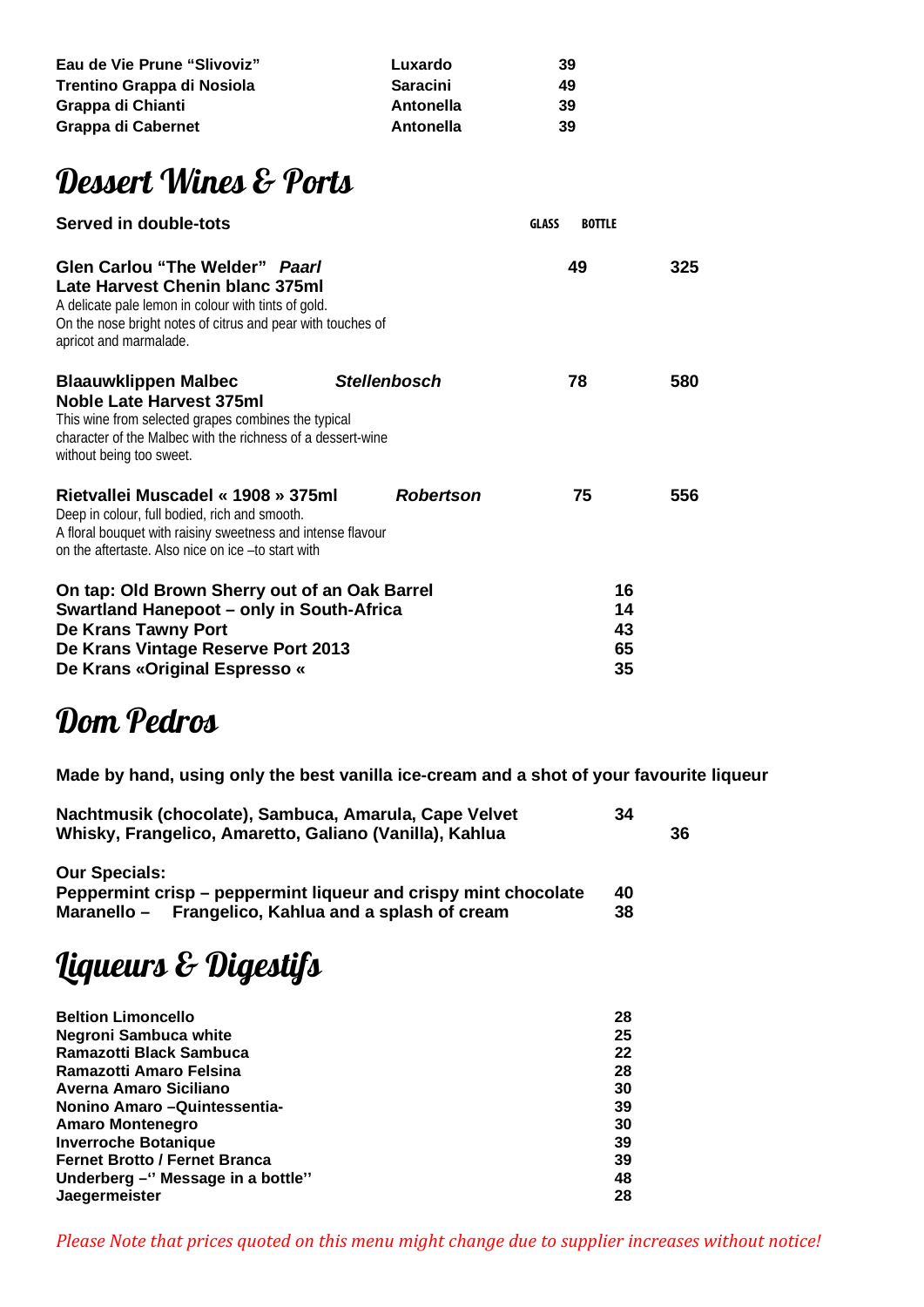| | | |
|---|---|---|
| **Eau de Vie Prune "Slivoviz"** | **Luxardo** | **39** |
| **Trentino Grappa di Nosiola** | **Saracini** | **49** |
| **Grappa di Chianti** | **Antonella** | **39** |
| **Grappa di Cabernet** | **Antonella** | **39** |

# Dessert Wines & Ports

| **Served in double-tots** | | GLASS | BOTTLE |
|---|---|---|---|
| **Glen Carlou "The Welder"** ***Paarl*** **Late Harvest Chenin blanc 375ml** A delicate pale lemon in colour with tints of gold. On the nose bright notes of citrus and pear with touches of apricot and marmalade. | | **49** | **325** |
| **Blaauwklippen Malbec Noble Late Harvest 375ml** This wine from selected grapes combines the typical character of the Malbec with the richness of a dessert-wine without being too sweet. | ***Stellenbosch*** | **78** | **580** |
| **Rietvallei Muscadel « 1908 » 375ml** Deep in colour, full bodied, rich and smooth. A floral bouquet with raisiny sweetness and intense flavour on the aftertaste. Also nice on ice –to start with | ***Robertson*** | **75** | **556** |

| | |
|---|---|
| **On tap: Old Brown Sherry out of an Oak Barrel** | **16** |
| **Swartland Hanepoot – only in South-Africa** | **14** |
| **De Krans Tawny Port** | **43** |
| **De Krans Vintage Reserve Port 2013** | **65** |
| **De Krans «Original Espresso «** | **35** |

# Dom Pedros

**Made by hand, using only the best vanilla ice-cream and a shot of your favourite liqueur**

| | | |
|---|---|---|
| **Nachtmusik (chocolate), Sambuca, Amarula, Cape Velvet** | **34** | |
| **Whisky, Frangelico, Amaretto, Galiano (Vanilla), Kahlua** | | **36** |

**Our Specials:**

| | |
|---|---|
| **Peppermint crisp – peppermint liqueur and crispy mint chocolate** | **40** |
| **Maranello – Frangelico, Kahlua and a splash of cream** | **38** |

# Liqueurs & Digestifs

| | |
|---|---|
| **Beltion Limoncello** | **28** |
| **Negroni Sambuca white** | **25** |
| **Ramazotti Black Sambuca** | **22** |
| **Ramazotti Amaro Felsina** | **28** |
| **Averna Amaro Siciliano** | **30** |
| **Nonino Amaro –Quintessentia-** | **39** |
| **Amaro Montenegro** | **30** |
| **Inverroche Botanique** | **39** |
| **Fernet Brotto / Fernet Branca** | **39** |
| **Underberg –" Message in a bottle"** | **48** |
| **Jaegermeister** | **28** |

*Please Note that prices quoted on this menu might change due to supplier increases without notice!*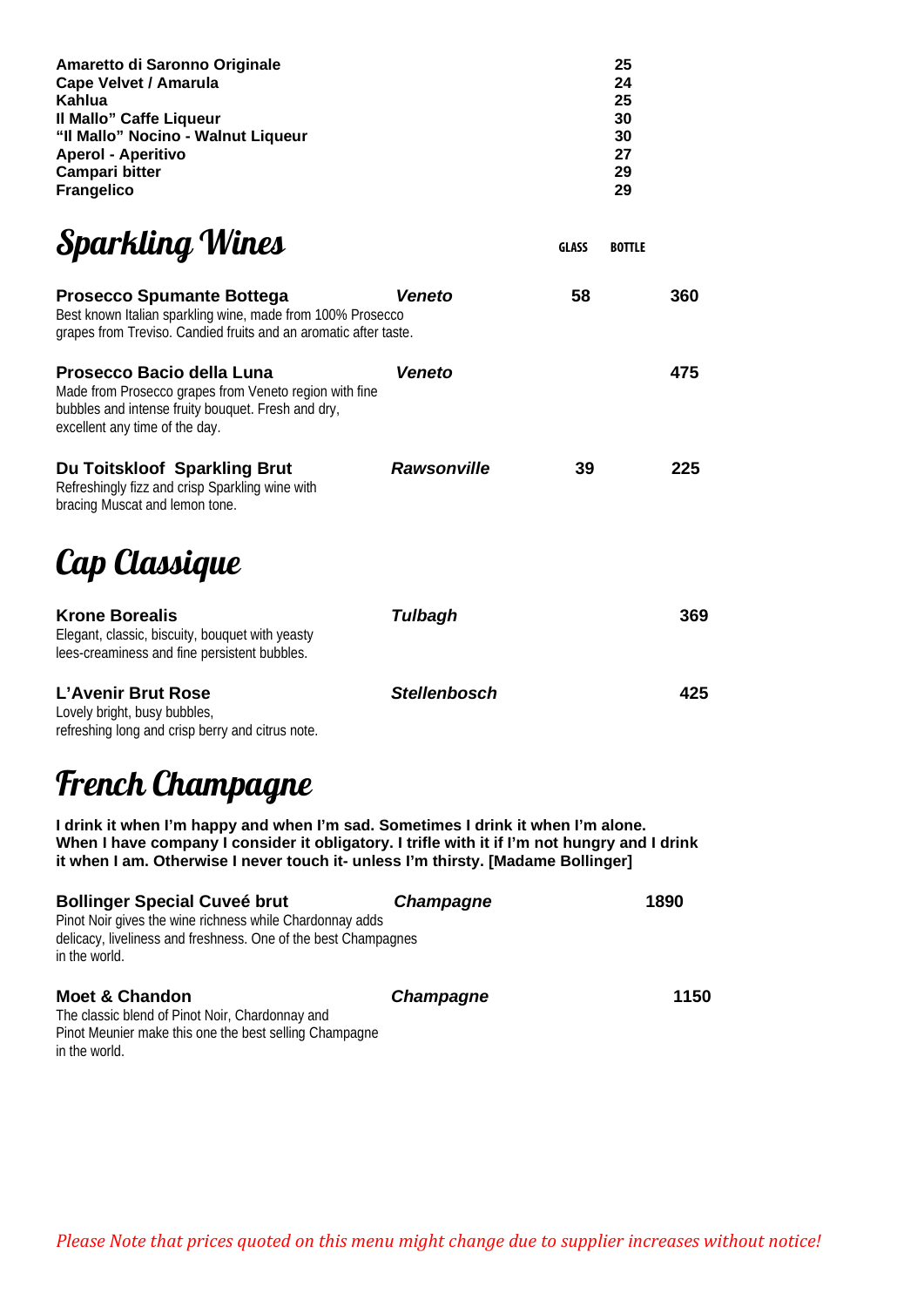| | |
|---|---|
| **Amaretto di Saronno Originale** | **25** |
| **Cape Velvet / Amarula** | **24** |
| **Kahlua** | **25** |
| **Il Mallo" Caffe Liqueur** | **30** |
| **"Il Mallo" Nocino - Walnut Liqueur** | **30** |
| **Aperol - Aperitivo** | **27** |
| **Campari bitter** | **29** |
| **Frangelico** | **29** |

# Sparkling Wines

| | | GLASS | BOTTLE |
|---|---|---|---|
| **Prosecco Spumante Bottega**<br>Best known Italian sparkling wine, made from 100% Prosecco grapes from Treviso. Candied fruits and an aromatic after taste. | ***Veneto*** | **58** | **360** |
| **Prosecco Bacio della Luna**<br>Made from Prosecco grapes from Veneto region with fine bubbles and intense fruity bouquet. Fresh and dry, excellent any time of the day. | ***Veneto*** | | **475** |
| **Du Toitskloof Sparkling Brut**<br>Refreshingly fizz and crisp Sparkling wine with bracing Muscat and lemon tone. | ***Rawsonville*** | **39** | **225** |

# Cap Classique

| | | |
|---|---|---|
| **Krone Borealis**<br>Elegant, classic, biscuity, bouquet with yeasty lees-creaminess and fine persistent bubbles. | ***Tulbagh*** | **369** |
| **L'Avenir Brut Rose**<br>Lovely bright, busy bubbles, refreshing long and crisp berry and citrus note. | ***Stellenbosch*** | **425** |

# French Champagne

**I drink it when I'm happy and when I'm sad. Sometimes I drink it when I'm alone. When I have company I consider it obligatory. I trifle with it if I'm not hungry and I drink it when I am. Otherwise I never touch it- unless I'm thirsty. [Madame Bollinger]**

| | | |
|---|---|---|
| **Bollinger Special Cuveé brut**<br>Pinot Noir gives the wine richness while Chardonnay adds delicacy, liveliness and freshness. One of the best Champagnes in the world. | ***Champagne*** | **1890** |
| **Moet & Chandon**<br>The classic blend of Pinot Noir, Chardonnay and Pinot Meunier make this one the best selling Champagne in the world. | ***Champagne*** | **1150** |

*Please Note that prices quoted on this menu might change due to supplier increases without notice!*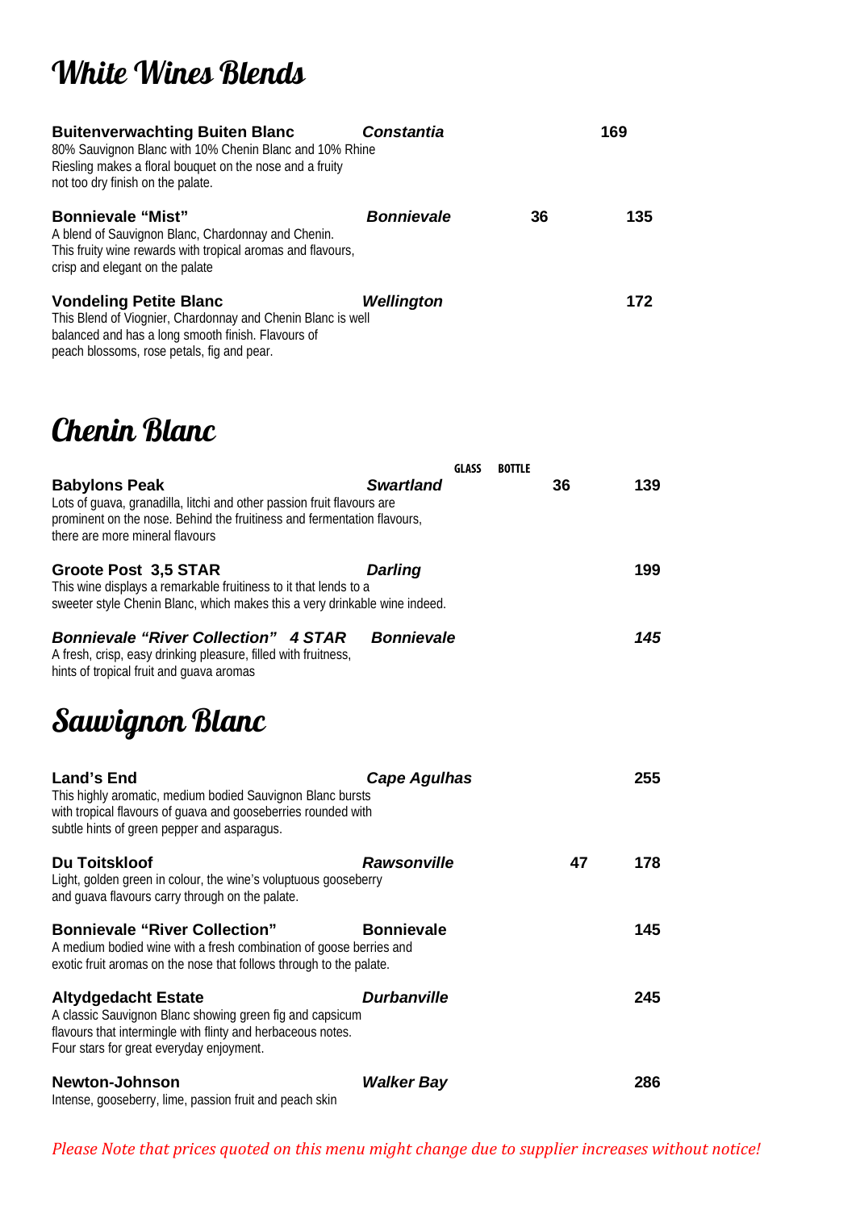# White Wines Blends

| Wine | Region | Glass | Bottle |
|---|---|---|---|
| **Buitenverwachting Buiten Blanc**<br>80% Sauvignon Blanc with 10% Chenin Blanc and 10% Rhine Riesling makes a floral bouquet on the nose and a fruity not too dry finish on the palate. | ***Constantia*** | | **169** |
| **Bonnievale "Mist"**<br>A blend of Sauvignon Blanc, Chardonnay and Chenin. This fruity wine rewards with tropical aromas and flavours, crisp and elegant on the palate | ***Bonnievale*** | **36** | **135** |
| **Vondeling Petite Blanc**<br>This Blend of Viognier, Chardonnay and Chenin Blanc is well balanced and has a long smooth finish. Flavours of peach blossoms, rose petals, fig and pear. | ***Wellington*** | | **172** |

# Chenin Blanc

| Wine | Region | GLASS | BOTTLE |
|---|---|---|---|
| **Babylons Peak**<br>Lots of guava, granadilla, litchi and other passion fruit flavours are prominent on the nose. Behind the fruitiness and fermentation flavours, there are more mineral flavours | ***Swartland*** | **36** | **139** |
| **Groote Post 3,5 STAR**<br>This wine displays a remarkable fruitiness to it that lends to a sweeter style Chenin Blanc, which makes this a very drinkable wine indeed. | ***Darling*** | | **199** |
| ***Bonnievale "River Collection" 4 STAR***<br>A fresh, crisp, easy drinking pleasure, filled with fruitness, hints of tropical fruit and guava aromas | ***Bonnievale*** | | ***145*** |

# Sauvignon Blanc

| Wine | Region | Glass | Bottle |
|---|---|---|---|
| **Land's End**<br>This highly aromatic, medium bodied Sauvignon Blanc bursts with tropical flavours of guava and gooseberries rounded with subtle hints of green pepper and asparagus. | ***Cape Agulhas*** | | **255** |
| **Du Toitskloof**<br>Light, golden green in colour, the wine's voluptuous gooseberry and guava flavours carry through on the palate. | ***Rawsonville*** | **47** | **178** |
| **Bonnievale "River Collection"**<br>A medium bodied wine with a fresh combination of goose berries and exotic fruit aromas on the nose that follows through to the palate. | **Bonnievale** | | **145** |
| **Altydgedacht Estate**<br>A classic Sauvignon Blanc showing green fig and capsicum flavours that intermingle with flinty and herbaceous notes. Four stars for great everyday enjoyment. | ***Durbanville*** | | **245** |
| **Newton-Johnson**<br>Intense, gooseberry, lime, passion fruit and peach skin | ***Walker Bay*** | | **286** |

*Please Note that prices quoted on this menu might change due to supplier increases without notice!*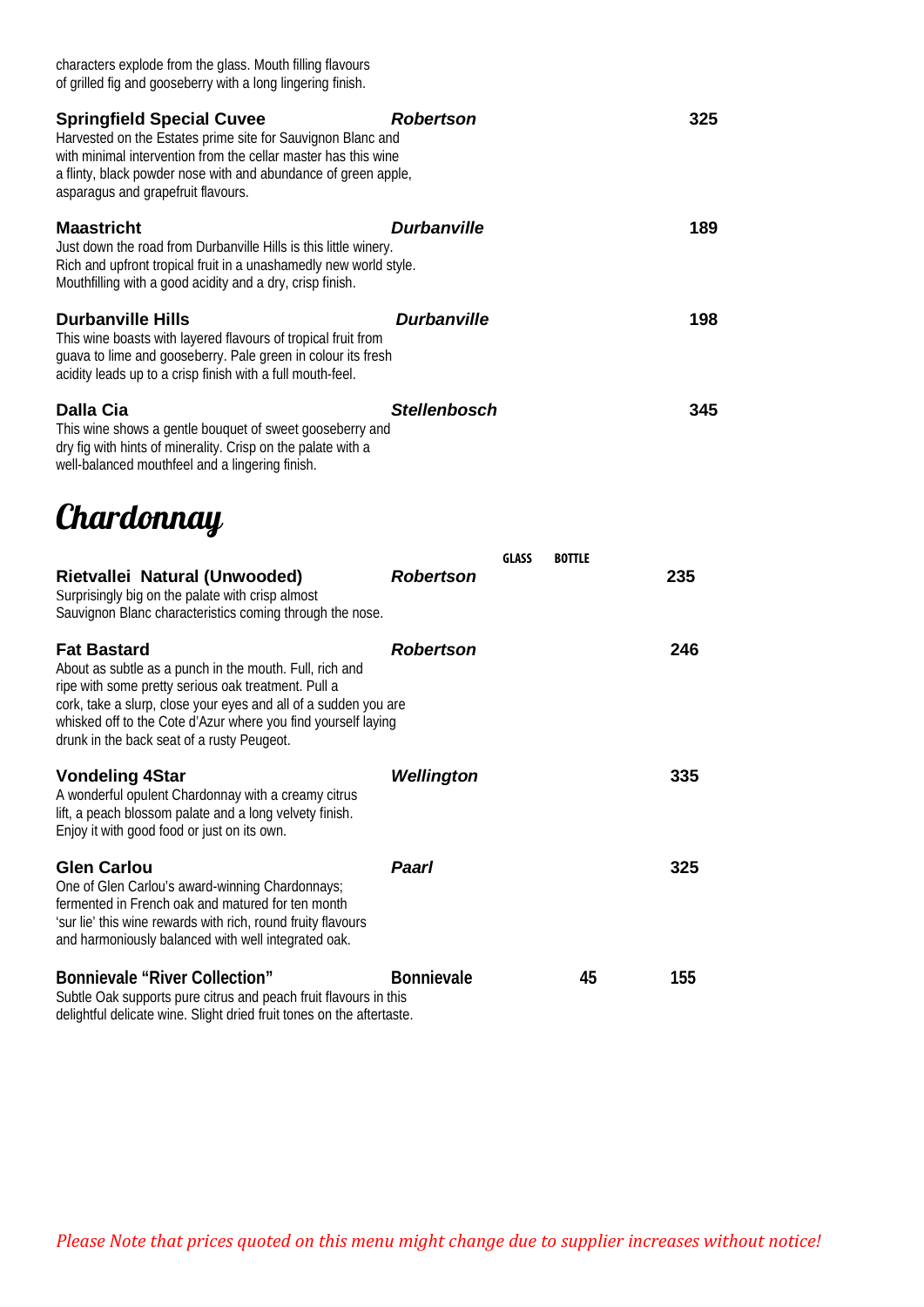characters explode from the glass. Mouth filling flavours of grilled fig and gooseberry with a long lingering finish.

**Springfield Special Cuvee** — ***Robertson*** — **325**
Harvested on the Estates prime site for Sauvignon Blanc and with minimal intervention from the cellar master has this wine a flinty, black powder nose with and abundance of green apple, asparagus and grapefruit flavours.

**Maastricht** — ***Durbanville*** — **189**
Just down the road from Durbanville Hills is this little winery. Rich and upfront tropical fruit in a unashamedly new world style. Mouthfilling with a good acidity and a dry, crisp finish.

**Durbanville Hills** — ***Durbanville*** — **198**
This wine boasts with layered flavours of tropical fruit from guava to lime and gooseberry. Pale green in colour its fresh acidity leads up to a crisp finish with a full mouth-feel.

**Dalla Cia** — ***Stellenbosch*** — **345**
This wine shows a gentle bouquet of sweet gooseberry and dry fig with hints of minerality. Crisp on the palate with a well-balanced mouthfeel and a lingering finish.

# Chardonnay

| Wine | Region | GLASS | BOTTLE |
|---|---|---|---|
| **Rietvallei Natural (Unwooded)**<br>Surprisingly big on the palate with crisp almost Sauvignon Blanc characteristics coming through the nose. | ***Robertson*** | | **235** |
| **Fat Bastard**<br>About as subtle as a punch in the mouth. Full, rich and ripe with some pretty serious oak treatment. Pull a cork, take a slurp, close your eyes and all of a sudden you are whisked off to the Cote d'Azur where you find yourself laying drunk in the back seat of a rusty Peugeot. | ***Robertson*** | | **246** |
| **Vondeling 4Star**<br>A wonderful opulent Chardonnay with a creamy citrus lift, a peach blossom palate and a long velvety finish. Enjoy it with good food or just on its own. | ***Wellington*** | | **335** |
| **Glen Carlou**<br>One of Glen Carlou's award-winning Chardonnays; fermented in French oak and matured for ten month 'sur lie' this wine rewards with rich, round fruity flavours and harmoniously balanced with well integrated oak. | ***Paarl*** | | **325** |
| **Bonnievale "River Collection"**<br>Subtle Oak supports pure citrus and peach fruit flavours in this delightful delicate wine. Slight dried fruit tones on the aftertaste. | **Bonnievale** | **45** | **155** |

*Please Note that prices quoted on this menu might change due to supplier increases without notice!*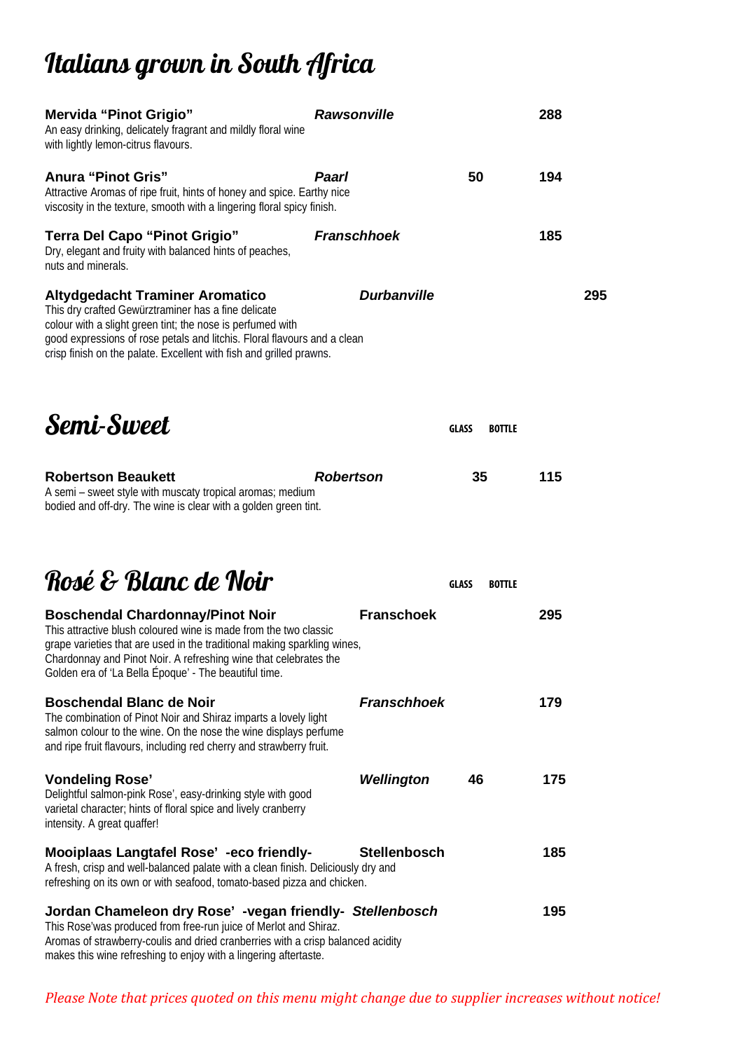# Italians grown in South Africa

| Wine | Region | Glass | Bottle |
|---|---|---|---|
| **Mervida "Pinot Grigio"**<br>An easy drinking, delicately fragrant and mildly floral wine with lightly lemon-citrus flavours. | *Rawsonville* | | 288 |
| **Anura "Pinot Gris"**<br>Attractive Aromas of ripe fruit, hints of honey and spice. Earthy nice viscosity in the texture, smooth with a lingering floral spicy finish. | *Paarl* | 50 | 194 |
| **Terra Del Capo "Pinot Grigio"**<br>Dry, elegant and fruity with balanced hints of peaches, nuts and minerals. | *Franschhoek* | | 185 |
| **Altydgedacht Traminer Aromatico**<br>This dry crafted Gewürztraminer has a fine delicate colour with a slight green tint; the nose is perfumed with good expressions of rose petals and litchis. Floral flavours and a clean crisp finish on the palate. Excellent with fish and grilled prawns. | *Durbanville* | | 295 |

# Semi-Sweet

| Wine | Region | GLASS | BOTTLE |
|---|---|---|---|
| **Robertson Beaukett**<br>A semi – sweet style with muscaty tropical aromas; medium bodied and off-dry. The wine is clear with a golden green tint. | *Robertson* | 35 | 115 |

# Rosé & Blanc de Noir

| Wine | Region | GLASS | BOTTLE |
|---|---|---|---|
| **Boschendal Chardonnay/Pinot Noir**<br>This attractive blush coloured wine is made from the two classic grape varieties that are used in the traditional making sparkling wines, Chardonnay and Pinot Noir. A refreshing wine that celebrates the Golden era of 'La Bella Époque' - The beautiful time. | Franschoek | | 295 |
| **Boschendal Blanc de Noir**<br>The combination of Pinot Noir and Shiraz imparts a lovely light salmon colour to the wine. On the nose the wine displays perfume and ripe fruit flavours, including red cherry and strawberry fruit. | *Franschhoek* | | 179 |
| **Vondeling Rose'**<br>Delightful salmon-pink Rose', easy-drinking style with good varietal character; hints of floral spice and lively cranberry intensity. A great quaffer! | *Wellington* | 46 | 175 |
| **Mooiplaas Langtafel Rose' -eco friendly-**<br>A fresh, crisp and well-balanced palate with a clean finish. Deliciously dry and refreshing on its own or with seafood, tomato-based pizza and chicken. | Stellenbosch | | 185 |
| **Jordan Chameleon dry Rose' -vegan friendly-**<br>This Rose'was produced from free-run juice of Merlot and Shiraz. Aromas of strawberry-coulis and dried cranberries with a crisp balanced acidity makes this wine refreshing to enjoy with a lingering aftertaste. | *Stellenbosch* | | 195 |

*Please Note that prices quoted on this menu might change due to supplier increases without notice!*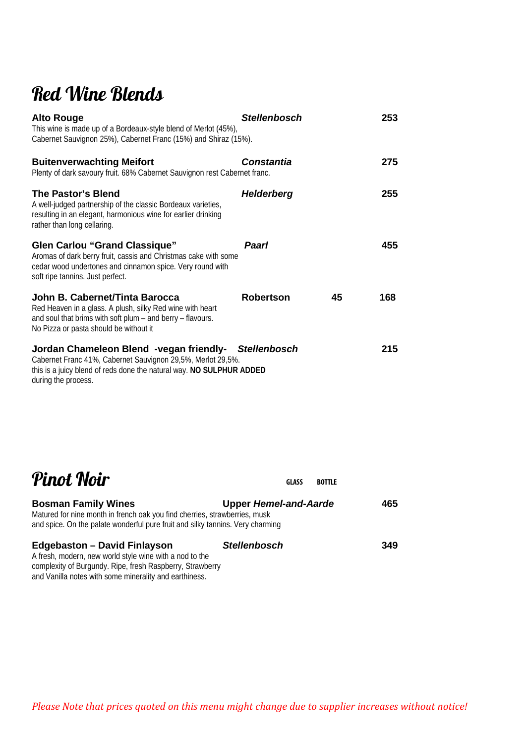# Red Wine Blends

**Alto Rouge** — ***Stellenbosch*** — **253**
This wine is made up of a Bordeaux-style blend of Merlot (45%), Cabernet Sauvignon 25%), Cabernet Franc (15%) and Shiraz (15%).

**Buitenverwachting Meifort** — ***Constantia*** — **275**
Plenty of dark savoury fruit. 68% Cabernet Sauvignon rest Cabernet franc.

**The Pastor's Blend** — ***Helderberg*** — **255**
A well-judged partnership of the classic Bordeaux varieties, resulting in an elegant, harmonious wine for earlier drinking rather than long cellaring.

**Glen Carlou "Grand Classique"** — ***Paarl*** — **455**
Aromas of dark berry fruit, cassis and Christmas cake with some cedar wood undertones and cinnamon spice. Very round with soft ripe tannins. Just perfect.

**John B. Cabernet/Tinta Barocca** — **Robertson** — **45** — **168**
Red Heaven in a glass. A plush, silky Red wine with heart and soul that brims with soft plum – and berry – flavours. No Pizza or pasta should be without it

**Jordan Chameleon Blend -vegan friendly-** — ***Stellenbosch*** — **215**
Cabernet Franc 41%, Cabernet Sauvignon 29,5%, Merlot 29,5%. this is a juicy blend of reds done the natural way. **NO SULPHUR ADDED** during the process.

# Pinot Noir

GLASS — BOTTLE

**Bosman Family Wines** — **Upper *Hemel-and-Aarde*** — **465**
Matured for nine month in french oak you find cherries, strawberries, musk and spice. On the palate wonderful pure fruit and silky tannins. Very charming

**Edgebaston – David Finlayson** — ***Stellenbosch*** — **349**
A fresh, modern, new world style wine with a nod to the complexity of Burgundy. Ripe, fresh Raspberry, Strawberry and Vanilla notes with some minerality and earthiness.

*Please Note that prices quoted on this menu might change due to supplier increases without notice!*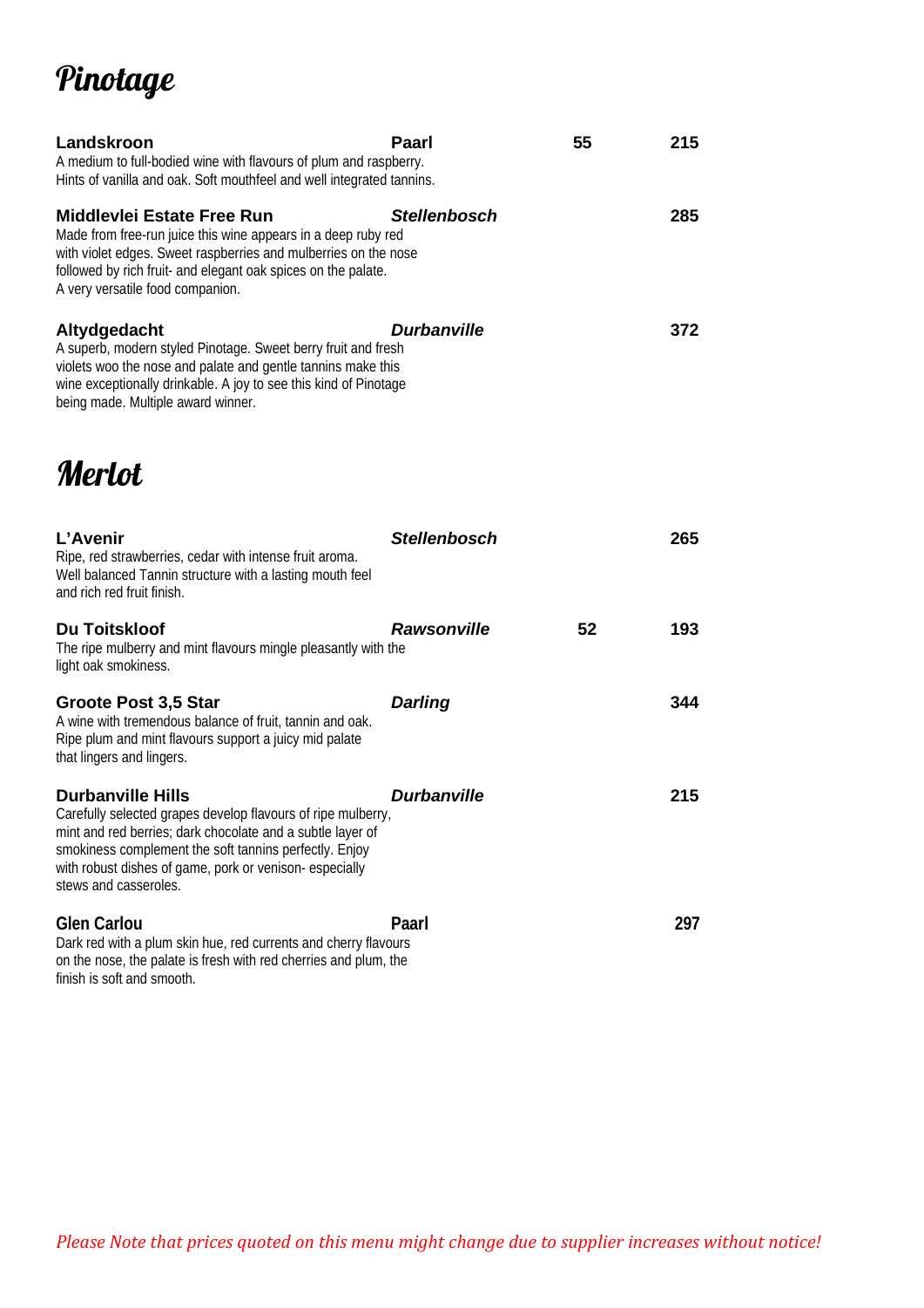# Pinotage

**Landskroon** | **Paarl** | **55** | **215**
A medium to full-bodied wine with flavours of plum and raspberry.
Hints of vanilla and oak. Soft mouthfeel and well integrated tannins.

**Middlevlei Estate Free Run** | ***Stellenbosch*** | **285**
Made from free-run juice this wine appears in a deep ruby red
with violet edges. Sweet raspberries and mulberries on the nose
followed by rich fruit- and elegant oak spices on the palate.
A very versatile food companion.

**Altydgedacht** | ***Durbanville*** | **372**
A superb, modern styled Pinotage. Sweet berry fruit and fresh
violets woo the nose and palate and gentle tannins make this
wine exceptionally drinkable. A joy to see this kind of Pinotage
being made. Multiple award winner.

# Merlot

**L'Avenir** | ***Stellenbosch*** | **265**
Ripe, red strawberries, cedar with intense fruit aroma.
Well balanced Tannin structure with a lasting mouth feel
and rich red fruit finish.

**Du Toitskloof** | ***Rawsonville*** | **52** | **193**
The ripe mulberry and mint flavours mingle pleasantly with the
light oak smokiness.

**Groote Post 3,5 Star** | ***Darling*** | **344**
A wine with tremendous balance of fruit, tannin and oak.
Ripe plum and mint flavours support a juicy mid palate
that lingers and lingers.

**Durbanville Hills** | ***Durbanville*** | **215**
Carefully selected grapes develop flavours of ripe mulberry,
mint and red berries; dark chocolate and a subtle layer of
smokiness complement the soft tannins perfectly. Enjoy
with robust dishes of game, pork or venison- especially
stews and casseroles.

**Glen Carlou** | **Paarl** | **297**
Dark red with a plum skin hue, red currents and cherry flavours
on the nose, the palate is fresh with red cherries and plum, the
finish is soft and smooth.

*Please Note that prices quoted on this menu might change due to supplier increases without notice!*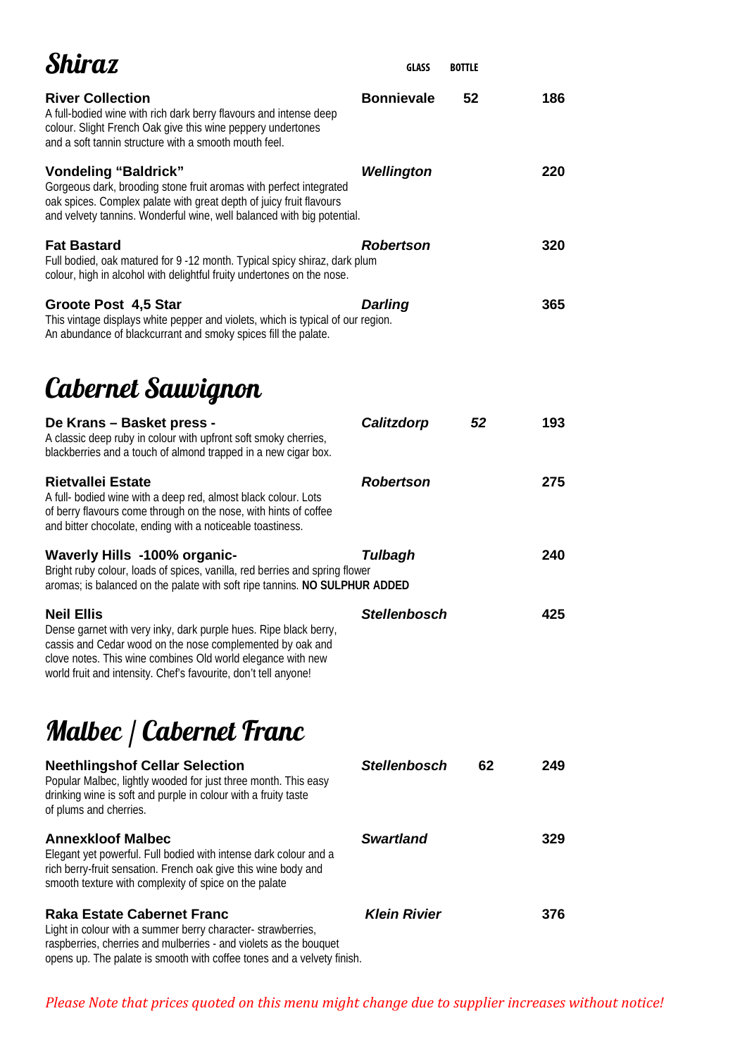# Shiraz

| Wine | Region | GLASS | BOTTLE |
|---|---|---|---|
| **River Collection**<br>A full-bodied wine with rich dark berry flavours and intense deep colour. Slight French Oak give this wine peppery undertones and a soft tannin structure with a smooth mouth feel. | **Bonnievale** | **52** | **186** |
| **Vondeling "Baldrick"**<br>Gorgeous dark, brooding stone fruit aromas with perfect integrated oak spices. Complex palate with great depth of juicy fruit flavours and velvety tannins. Wonderful wine, well balanced with big potential. | ***Wellington*** | | **220** |
| **Fat Bastard**<br>Full bodied, oak matured for 9 -12 month. Typical spicy shiraz, dark plum colour, high in alcohol with delightful fruity undertones on the nose. | ***Robertson*** | | **320** |
| **Groote Post 4,5 Star**<br>This vintage displays white pepper and violets, which is typical of our region. An abundance of blackcurrant and smoky spices fill the palate. | ***Darling*** | | **365** |

# Cabernet Sauvignon

| Wine | Region | GLASS | BOTTLE |
|---|---|---|---|
| **De Krans – Basket press -**<br>A classic deep ruby in colour with upfront soft smoky cherries, blackberries and a touch of almond trapped in a new cigar box. | ***Calitzdorp*** | ***52*** | **193** |
| **Rietvallei Estate**<br>A full- bodied wine with a deep red, almost black colour. Lots of berry flavours come through on the nose, with hints of coffee and bitter chocolate, ending with a noticeable toastiness. | ***Robertson*** | | **275** |
| **Waverly Hills -100% organic-**<br>Bright ruby colour, loads of spices, vanilla, red berries and spring flower aromas; is balanced on the palate with soft ripe tannins. **NO SULPHUR ADDED** | ***Tulbagh*** | | **240** |
| **Neil Ellis**<br>Dense garnet with very inky, dark purple hues. Ripe black berry, cassis and Cedar wood on the nose complemented by oak and clove notes. This wine combines Old world elegance with new world fruit and intensity. Chef's favourite, don't tell anyone! | ***Stellenbosch*** | | **425** |

# Malbec | Cabernet Franc

| Wine | Region | GLASS | BOTTLE |
|---|---|---|---|
| **Neethlingshof Cellar Selection**<br>Popular Malbec, lightly wooded for just three month. This easy drinking wine is soft and purple in colour with a fruity taste of plums and cherries. | ***Stellenbosch*** | **62** | **249** |
| **Annexkloof Malbec**<br>Elegant yet powerful. Full bodied with intense dark colour and a rich berry-fruit sensation. French oak give this wine body and smooth texture with complexity of spice on the palate | ***Swartland*** | | **329** |
| **Raka Estate Cabernet Franc**<br>Light in colour with a summer berry character- strawberries, raspberries, cherries and mulberries - and violets as the bouquet opens up. The palate is smooth with coffee tones and a velvety finish. | ***Klein Rivier*** | | **376** |

*Please Note that prices quoted on this menu might change due to supplier increases without notice!*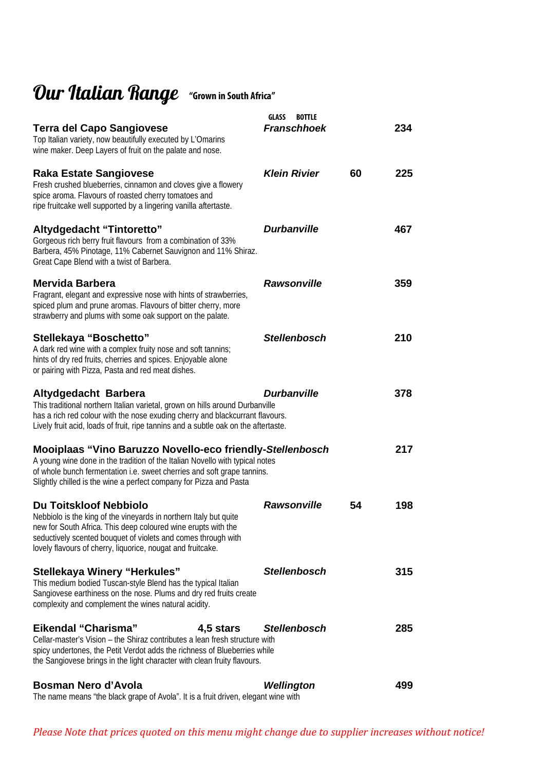# Our Italian Range "Grown in South Africa"

| | | GLASS | BOTTLE |
|---|---|---|---|
| **Terra del Capo Sangiovese**<br>Top Italian variety, now beautifully executed by L'Omarins wine maker. Deep Layers of fruit on the palate and nose. | ***Franschhoek*** | | **234** |
| **Raka Estate Sangiovese**<br>Fresh crushed blueberries, cinnamon and cloves give a flowery spice aroma. Flavours of roasted cherry tomatoes and ripe fruitcake well supported by a lingering vanilla aftertaste. | ***Klein Rivier*** | **60** | **225** |
| **Altydgedacht "Tintoretto"**<br>Gorgeous rich berry fruit flavours from a combination of 33% Barbera, 45% Pinotage, 11% Cabernet Sauvignon and 11% Shiraz. Great Cape Blend with a twist of Barbera. | ***Durbanville*** | | **467** |
| **Mervida Barbera**<br>Fragrant, elegant and expressive nose with hints of strawberries, spiced plum and prune aromas. Flavours of bitter cherry, more strawberry and plums with some oak support on the palate. | ***Rawsonville*** | | **359** |
| **Stellekaya "Boschetto"**<br>A dark red wine with a complex fruity nose and soft tannins; hints of dry red fruits, cherries and spices. Enjoyable alone or pairing with Pizza, Pasta and red meat dishes. | ***Stellenbosch*** | | **210** |
| **Altydgedacht Barbera**<br>This traditional northern Italian varietal, grown on hills around Durbanville has a rich red colour with the nose exuding cherry and blackcurrant flavours. Lively fruit acid, loads of fruit, ripe tannins and a subtle oak on the aftertaste. | ***Durbanville*** | | **378** |
| **Mooiplaas "Vino Baruzzo Novello-eco friendly-*Stellenbosch***<br>A young wine done in the tradition of the Italian Novello with typical notes of whole bunch fermentation i.e. sweet cherries and soft grape tannins. Slightly chilled is the wine a perfect company for Pizza and Pasta | | | **217** |
| **Du Toitskloof Nebbiolo**<br>Nebbiolo is the king of the vineyards in northern Italy but quite new for South Africa. This deep coloured wine erupts with the seductively scented bouquet of violets and comes through with lovely flavours of cherry, liquorice, nougat and fruitcake. | ***Rawsonville*** | **54** | **198** |
| **Stellekaya Winery "Herkules"**<br>This medium bodied Tuscan-style Blend has the typical Italian Sangiovese earthiness on the nose. Plums and dry red fruits create complexity and complement the wines natural acidity. | ***Stellenbosch*** | | **315** |
| **Eikendal "Charisma"** **4,5 stars**<br>Cellar-master's Vision – the Shiraz contributes a lean fresh structure with spicy undertones, the Petit Verdot adds the richness of Blueberries while the Sangiovese brings in the light character with clean fruity flavours. | ***Stellenbosch*** | | **285** |
| **Bosman Nero d'Avola**<br>The name means "the black grape of Avola". It is a fruit driven, elegant wine with | ***Wellington*** | | **499** |

*Please Note that prices quoted on this menu might change due to supplier increases without notice!*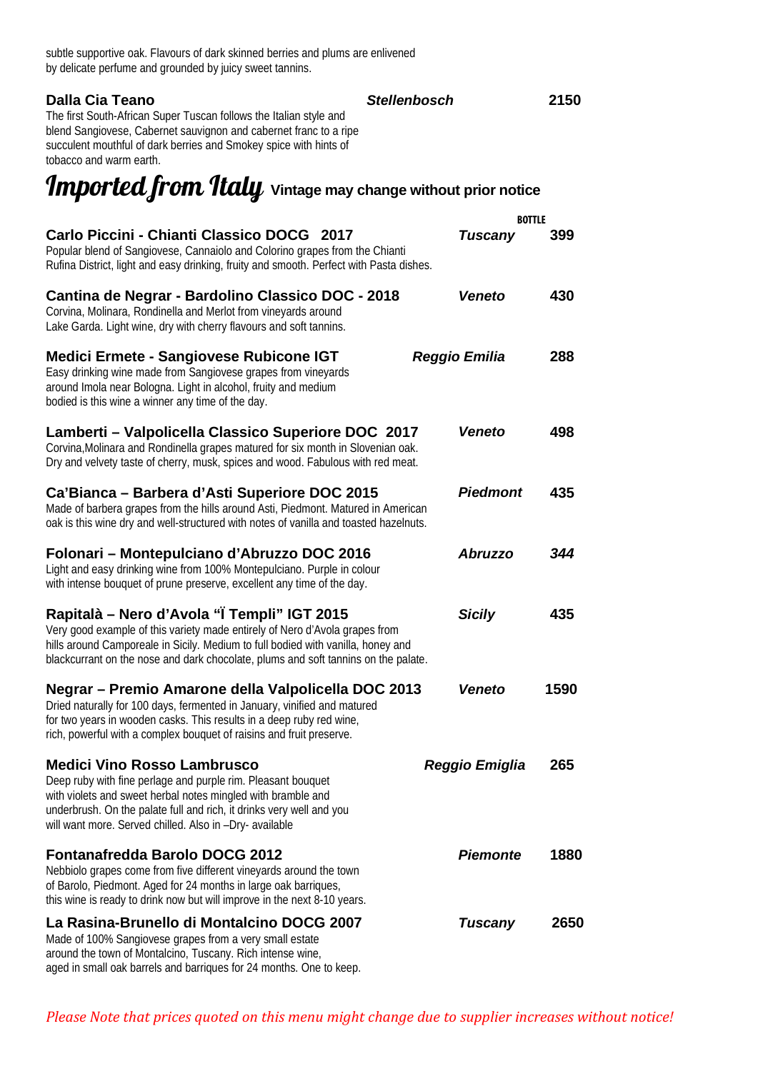subtle supportive oak. Flavours of dark skinned berries and plums are enlivened by delicate perfume and grounded by juicy sweet tannins.

**Dalla Cia Teano** — ***Stellenbosch*** — **2150**
The first South-African Super Tuscan follows the Italian style and blend Sangiovese, Cabernet sauvignon and cabernet franc to a ripe succulent mouthful of dark berries and Smokey spice with hints of tobacco and warm earth.

# Imported from Italy **Vintage may change without prior notice**

BOTTLE

**Carlo Piccini - Chianti Classico DOCG 2017** — ***Tuscany*** — **399**
Popular blend of Sangiovese, Cannaiolo and Colorino grapes from the Chianti Rufina District, light and easy drinking, fruity and smooth. Perfect with Pasta dishes.

**Cantina de Negrar - Bardolino Classico DOC - 2018** — ***Veneto*** — **430**
Corvina, Molinara, Rondinella and Merlot from vineyards around Lake Garda. Light wine, dry with cherry flavours and soft tannins.

**Medici Ermete - Sangiovese Rubicone IGT** — ***Reggio Emilia*** — **288**
Easy drinking wine made from Sangiovese grapes from vineyards around Imola near Bologna. Light in alcohol, fruity and medium bodied is this wine a winner any time of the day.

**Lamberti – Valpolicella Classico Superiore DOC 2017** — ***Veneto*** — **498**
Corvina,Molinara and Rondinella grapes matured for six month in Slovenian oak. Dry and velvety taste of cherry, musk, spices and wood. Fabulous with red meat.

**Ca'Bianca – Barbera d'Asti Superiore DOC 2015** — ***Piedmont*** — **435**
Made of barbera grapes from the hills around Asti, Piedmont. Matured in American oak is this wine dry and well-structured with notes of vanilla and toasted hazelnuts.

**Folonari – Montepulciano d'Abruzzo DOC 2016** — ***Abruzzo*** — ***344***
Light and easy drinking wine from 100% Montepulciano. Purple in colour with intense bouquet of prune preserve, excellent any time of the day.

**Rapitalà – Nero d'Avola "Ï Templi" IGT 2015** — ***Sicily*** — **435**
Very good example of this variety made entirely of Nero d'Avola grapes from hills around Camporeale in Sicily. Medium to full bodied with vanilla, honey and blackcurrant on the nose and dark chocolate, plums and soft tannins on the palate.

**Negrar – Premio Amarone della Valpolicella DOC 2013** — ***Veneto*** — **1590**
Dried naturally for 100 days, fermented in January, vinified and matured for two years in wooden casks. This results in a deep ruby red wine, rich, powerful with a complex bouquet of raisins and fruit preserve.

**Medici Vino Rosso Lambrusco** — ***Reggio Emiglia*** — **265**
Deep ruby with fine perlage and purple rim. Pleasant bouquet with violets and sweet herbal notes mingled with bramble and underbrush. On the palate full and rich, it drinks very well and you will want more. Served chilled. Also in –Dry- available

**Fontanafredda Barolo DOCG 2012** — ***Piemonte*** — **1880**
Nebbiolo grapes come from five different vineyards around the town of Barolo, Piedmont. Aged for 24 months in large oak barriques, this wine is ready to drink now but will improve in the next 8-10 years.

**La Rasina-Brunello di Montalcino DOCG 2007** — ***Tuscany*** — **2650**
Made of 100% Sangiovese grapes from a very small estate around the town of Montalcino, Tuscany. Rich intense wine, aged in small oak barrels and barriques for 24 months. One to keep.

*Please Note that prices quoted on this menu might change due to supplier increases without notice!*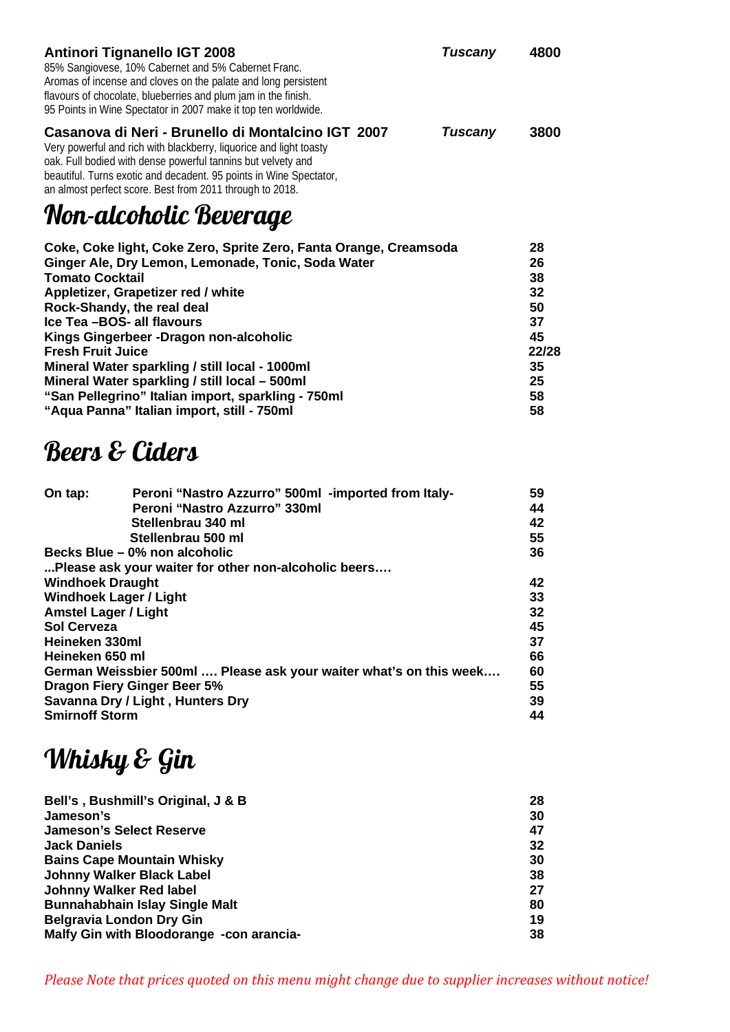**Antinori Tignanello IGT 2008** — *Tuscany* — **4800**

85% Sangiovese, 10% Cabernet and 5% Cabernet Franc.
Aromas of incense and cloves on the palate and long persistent flavours of chocolate, blueberries and plum jam in the finish.
95 Points in Wine Spectator in 2007 make it top ten worldwide.

**Casanova di Neri - Brunello di Montalcino IGT 2007** — *Tuscany* — **3800**

Very powerful and rich with blackberry, liquorice and light toasty oak. Full bodied with dense powerful tannins but velvety and beautiful. Turns exotic and decadent. 95 points in Wine Spectator, an almost perfect score. Best from 2011 through to 2018.

## Non-alcoholic Beverage

| | |
|---|---|
| **Coke, Coke light, Coke Zero, Sprite Zero, Fanta Orange, Creamsoda** | **28** |
| **Ginger Ale, Dry Lemon, Lemonade, Tonic, Soda Water** | **26** |
| **Tomato Cocktail** | **38** |
| **Appletizer, Grapetizer red / white** | **32** |
| **Rock-Shandy, the real deal** | **50** |
| **Ice Tea –BOS- all flavours** | **37** |
| **Kings Gingerbeer -Dragon non-alcoholic** | **45** |
| **Fresh Fruit Juice** | **22/28** |
| **Mineral Water sparkling / still local - 1000ml** | **35** |
| **Mineral Water sparkling / still local – 500ml** | **25** |
| **"San Pellegrino" Italian import, sparkling - 750ml** | **58** |
| **"Aqua Panna" Italian import, still - 750ml** | **58** |

## Beers & Ciders

| | | |
|---|---|---|
| **On tap:** | **Peroni "Nastro Azzurro" 500ml -imported from Italy-** | **59** |
| | **Peroni "Nastro Azzurro" 330ml** | **44** |
| | **Stellenbrau 340 ml** | **42** |
| | **Stellenbrau 500 ml** | **55** |
| **Becks Blue – 0% non alcoholic** | | **36** |
| **...Please ask your waiter for other non-alcoholic beers….** | | |
| **Windhoek Draught** | | **42** |
| **Windhoek Lager / Light** | | **33** |
| **Amstel Lager / Light** | | **32** |
| **Sol Cerveza** | | **45** |
| **Heineken 330ml** | | **37** |
| **Heineken 650 ml** | | **66** |
| **German Weissbier 500ml …. Please ask your waiter what's on this week….** | | **60** |
| **Dragon Fiery Ginger Beer 5%** | | **55** |
| **Savanna Dry / Light , Hunters Dry** | | **39** |
| **Smirnoff Storm** | | **44** |

## Whisky & Gin

| | |
|---|---|
| **Bell's , Bushmill's Original, J & B** | **28** |
| **Jameson's** | **30** |
| **Jameson's Select Reserve** | **47** |
| **Jack Daniels** | **32** |
| **Bains Cape Mountain Whisky** | **30** |
| **Johnny Walker Black Label** | **38** |
| **Johnny Walker Red label** | **27** |
| **Bunnahabhain Islay Single Malt** | **80** |
| **Belgravia London Dry Gin** | **19** |
| **Malfy Gin with Bloodorange -con arancia-** | **38** |

*Please Note that prices quoted on this menu might change due to supplier increases without notice!*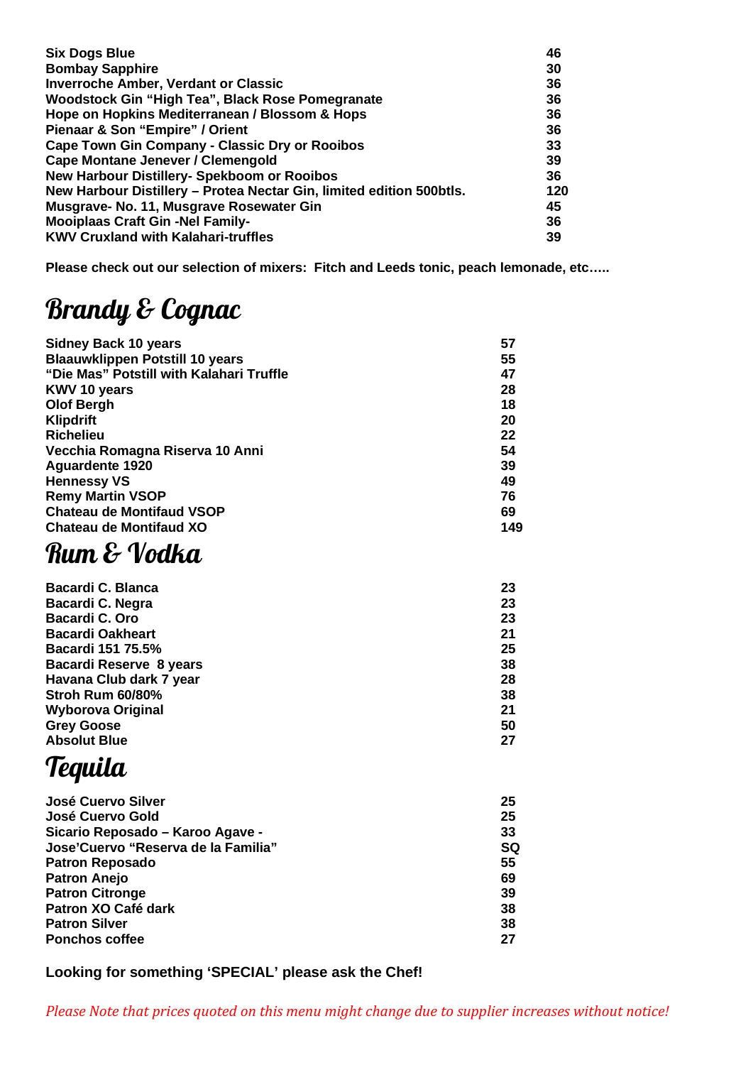| | |
|---|---|
| **Six Dogs Blue** | **46** |
| **Bombay Sapphire** | **30** |
| **Inverroche Amber, Verdant or Classic** | **36** |
| **Woodstock Gin "High Tea", Black Rose Pomegranate** | **36** |
| **Hope on Hopkins Mediterranean / Blossom & Hops** | **36** |
| **Pienaar & Son "Empire" / Orient** | **36** |
| **Cape Town Gin Company - Classic Dry or Rooibos** | **33** |
| **Cape Montane Jenever / Clemengold** | **39** |
| **New Harbour Distillery- Spekboom or Rooibos** | **36** |
| **New Harbour Distillery – Protea Nectar Gin, limited edition 500btls.** | **120** |
| **Musgrave- No. 11, Musgrave Rosewater Gin** | **45** |
| **Mooiplaas Craft Gin -Nel Family-** | **36** |
| **KWV Cruxland with Kalahari-truffles** | **39** |

**Please check out our selection of mixers: Fitch and Leeds tonic, peach lemonade, etc…..**

# Brandy & Cognac

| | |
|---|---|
| **Sidney Back 10 years** | **57** |
| **Blaauwklippen Potstill 10 years** | **55** |
| **"Die Mas" Potstill with Kalahari Truffle** | **47** |
| **KWV 10 years** | **28** |
| **Olof Bergh** | **18** |
| **Klipdrift** | **20** |
| **Richelieu** | **22** |
| **Vecchia Romagna Riserva 10 Anni** | **54** |
| **Aguardente 1920** | **39** |
| **Hennessy VS** | **49** |
| **Remy Martin VSOP** | **76** |
| **Chateau de Montifaud VSOP** | **69** |
| **Chateau de Montifaud XO** | **149** |

# Rum & Vodka

| | |
|---|---|
| **Bacardi C. Blanca** | **23** |
| **Bacardi C. Negra** | **23** |
| **Bacardi C. Oro** | **23** |
| **Bacardi Oakheart** | **21** |
| **Bacardi 151 75.5%** | **25** |
| **Bacardi Reserve 8 years** | **38** |
| **Havana Club dark 7 year** | **28** |
| **Stroh Rum 60/80%** | **38** |
| **Wyborova Original** | **21** |
| **Grey Goose** | **50** |
| **Absolut Blue** | **27** |

# Tequila

| | |
|---|---|
| **José Cuervo Silver** | **25** |
| **José Cuervo Gold** | **25** |
| **Sicario Reposado – Karoo Agave -** | **33** |
| **Jose'Cuervo "Reserva de la Familia"** | **SQ** |
| **Patron Reposado** | **55** |
| **Patron Anejo** | **69** |
| **Patron Citronge** | **39** |
| **Patron XO Café dark** | **38** |
| **Patron Silver** | **38** |
| **Ponchos coffee** | **27** |

**Looking for something 'SPECIAL' please ask the Chef!**

*Please Note that prices quoted on this menu might change due to supplier increases without notice!*